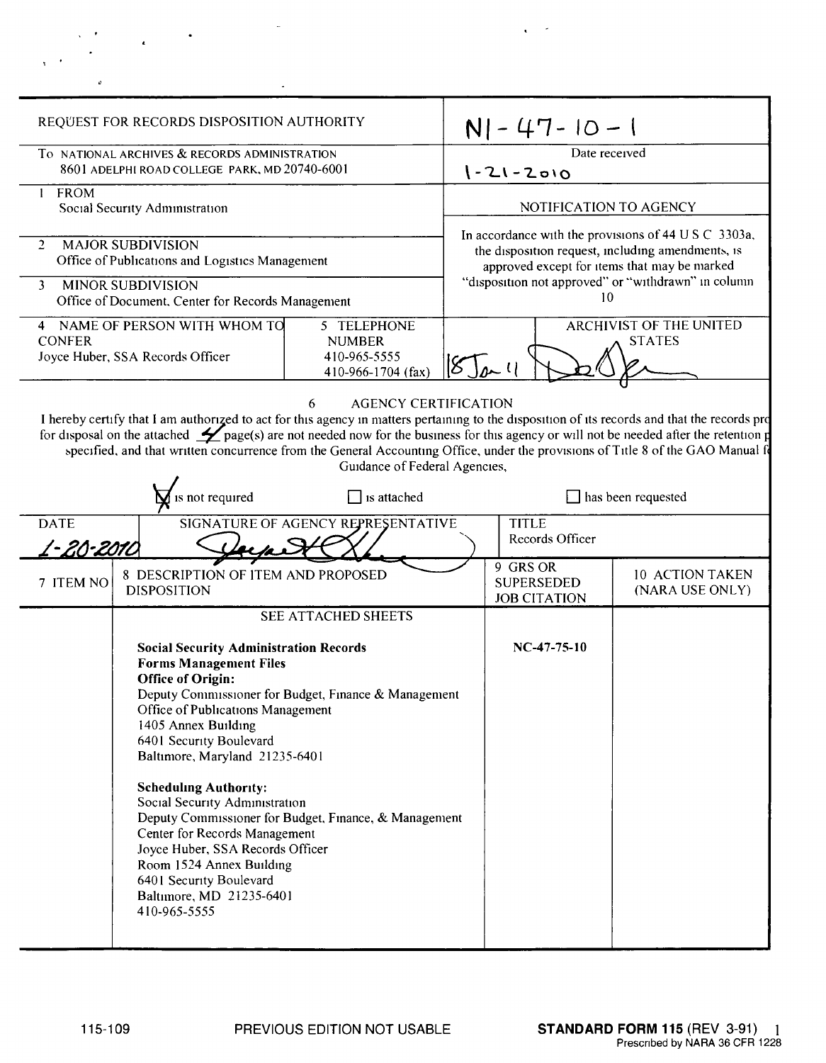| REQUEST FOR RECORDS DISPOSITION AUTHORITY | N1-47-10-1 |
|---|---|
| To NATIONAL ARCHIVES & RECORDS ADMINISTRATION 8601 ADELPHI ROAD COLLEGE PARK, MD 20740-6001 | Date received 1-21-2010 |
| 1 FROM Social Security Administration | NOTIFICATION TO AGENCY |
| 2 MAJOR SUBDIVISION Office of Publications and Logistics Management | In accordance with the provisions of 44 U S C 3303a, the disposition request, including amendments, is approved except for items that may be marked "disposition not approved" or "withdrawn" in column 10 |
| 3 MINOR SUBDIVISION Office of Document, Center for Records Management | |
| 4 NAME OF PERSON WITH WHOM TO CONFER Joyce Huber, SSA Records Officer / 5 TELEPHONE NUMBER 410-965-5555 410-966-1704 (fax) | 18 Jan 11 / ARCHIVIST OF THE UNITED STATES |

6 AGENCY CERTIFICATION

I hereby certify that I am authorized to act for this agency in matters pertaining to the disposition of its records and that the records proposed for disposal on the attached 4 page(s) are not needed now for the business for this agency or will not be needed after the retention periods specified, and that written concurrence from the General Accounting Office, under the provisions of Title 8 of the GAO Manual for Guidance of Federal Agencies,

☒ is not required ☐ is attached ☐ has been requested

| DATE | SIGNATURE OF AGENCY REPRESENTATIVE | TITLE |
|---|---|---|
| 1-20-2010 | | Records Officer |

| 7 ITEM NO | 8 DESCRIPTION OF ITEM AND PROPOSED DISPOSITION | 9 GRS OR SUPERSEDED JOB CITATION | 10 ACTION TAKEN (NARA USE ONLY) |
|---|---|---|---|
| | SEE ATTACHED SHEETS<br><br>**Social Security Administration Records**<br>**Forms Management Files**<br>**Office of Origin:**<br>Deputy Commissioner for Budget, Finance & Management<br>Office of Publications Management<br>1405 Annex Building<br>6401 Security Boulevard<br>Baltimore, Maryland 21235-6401<br><br>**Scheduling Authority:**<br>Social Security Administration<br>Deputy Commissioner for Budget, Finance, & Management<br>Center for Records Management<br>Joyce Huber, SSA Records Officer<br>Room 1524 Annex Building<br>6401 Security Boulevard<br>Baltimore, MD 21235-6401<br>410-965-5555 | **NC-47-75-10** | |

115-109 PREVIOUS EDITION NOT USABLE **STANDARD FORM 115** (REV 3-91) Prescribed by NARA 36 CFR 1228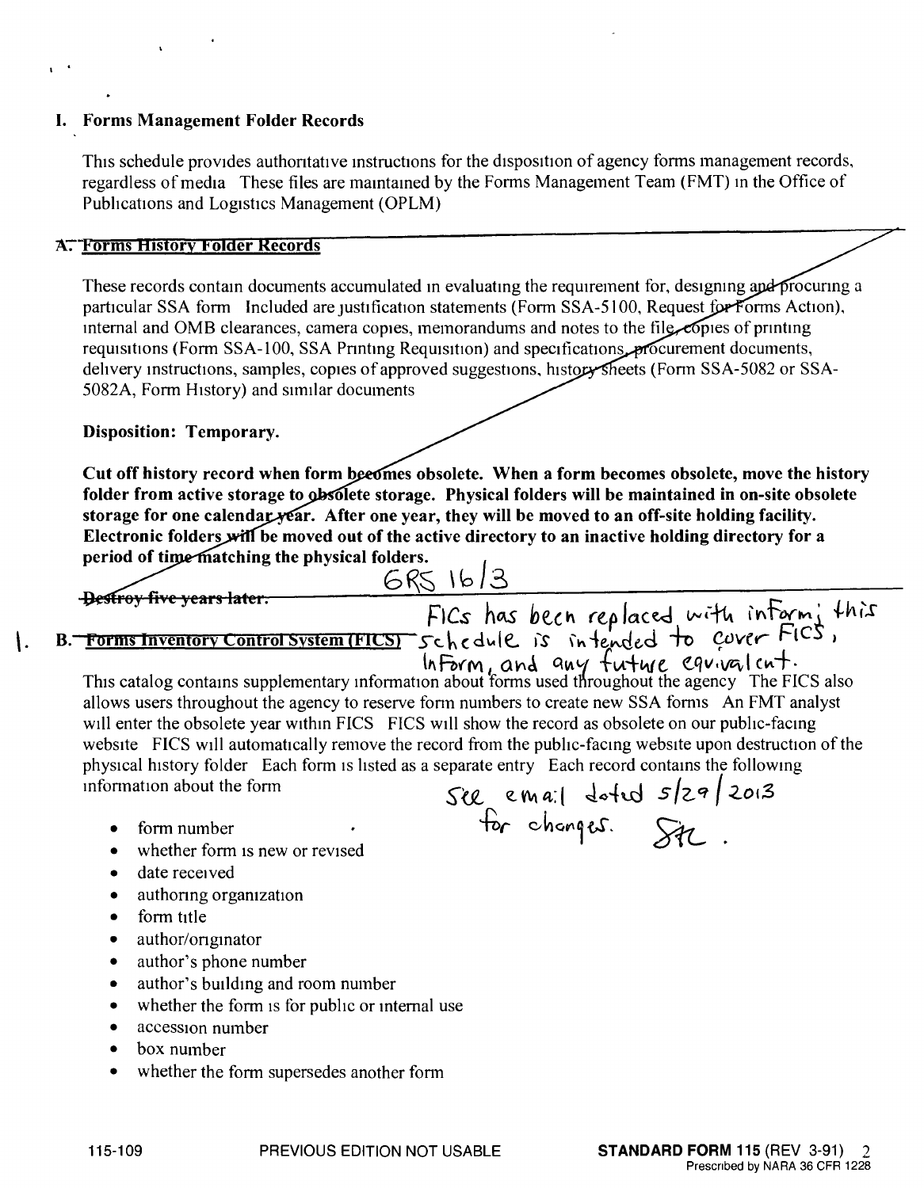## I. Forms Management Folder Records

This schedule provides authoritative instructions for the disposition of agency forms management records, regardless of media These files are maintained by the Forms Management Team (FMT) in the Office of Publications and Logistics Management (OPLM)

### ~~A. Forms History Folder Records~~

These records contain documents accumulated in evaluating the requirement for, designing and procuring a particular SSA form Included are justification statements (Form SSA-5100, Request for Forms Action), internal and OMB clearances, camera copies, memorandums and notes to the file, copies of printing requisitions (Form SSA-100, SSA Printing Requisition) and specifications, procurement documents, delivery instructions, samples, copies of approved suggestions, history sheets (Form SSA-5082 or SSA-5082A, Form History) and similar documents

**Disposition: Temporary.**

**Cut off history record when form becomes obsolete. When a form becomes obsolete, move the history folder from active storage to obsolete storage. Physical folders will be maintained in on-site obsolete storage for one calendar year. After one year, they will be moved to an off-site holding facility. Electronic folders will be moved out of the active directory to an inactive holding directory for a period of time matching the physical folders.**

~~**Destroy five years later.**~~ GRS 16/3

### 1. ~~B. Forms Inventory Control System (FICS)~~ FICs has been replaced with inform; this schedule is intended to cover FICS, InForm, and any future equivalent.

This catalog contains supplementary information about forms used throughout the agency The FICS also allows users throughout the agency to reserve form numbers to create new SSA forms An FMT analyst will enter the obsolete year within FICS FICS will show the record as obsolete on our public-facing website FICS will automatically remove the record from the public-facing website upon destruction of the physical history folder Each form is listed as a separate entry Each record contains the following information about the form

See email dated 5/29/2013 for changes. STL.

- form number
- whether form is new or revised
- date received
- authoring organization
- form title
- author/originator
- author's phone number
- author's building and room number
- whether the form is for public or internal use
- accession number
- box number
- whether the form supersedes another form

115-109 PREVIOUS EDITION NOT USABLE **STANDARD FORM 115** (REV 3-91)
Prescribed by NARA 36 CFR 1228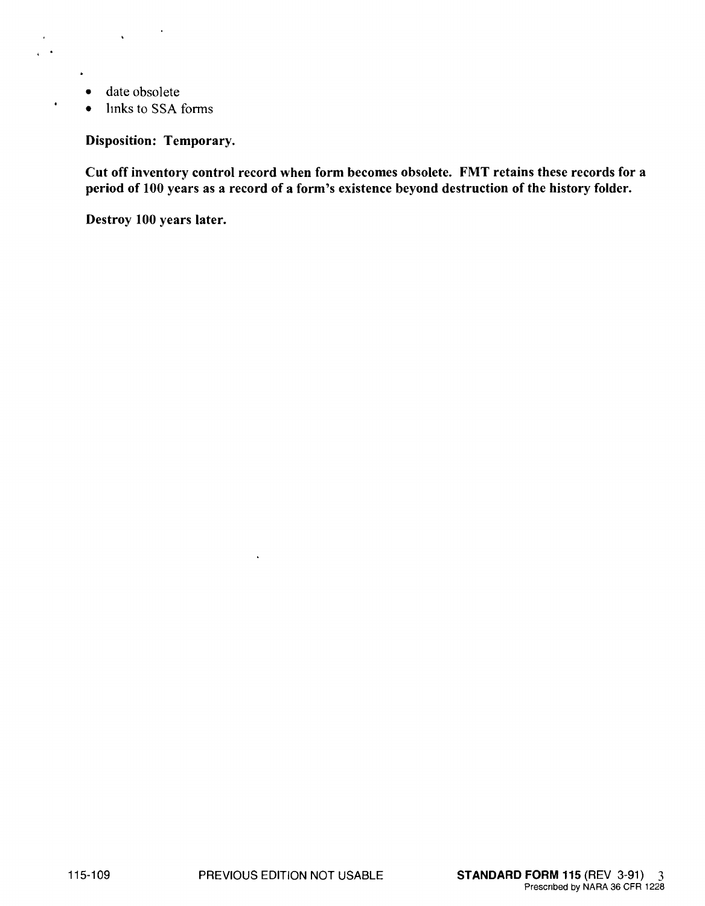- date obsolete
- links to SSA forms

**Disposition: Temporary.**

**Cut off inventory control record when form becomes obsolete. FMT retains these records for a period of 100 years as a record of a form's existence beyond destruction of the history folder.**

**Destroy 100 years later.**

115-109 PREVIOUS EDITION NOT USABLE **STANDARD FORM 115** (REV 3-91)
Prescribed by NARA 36 CFR 1228